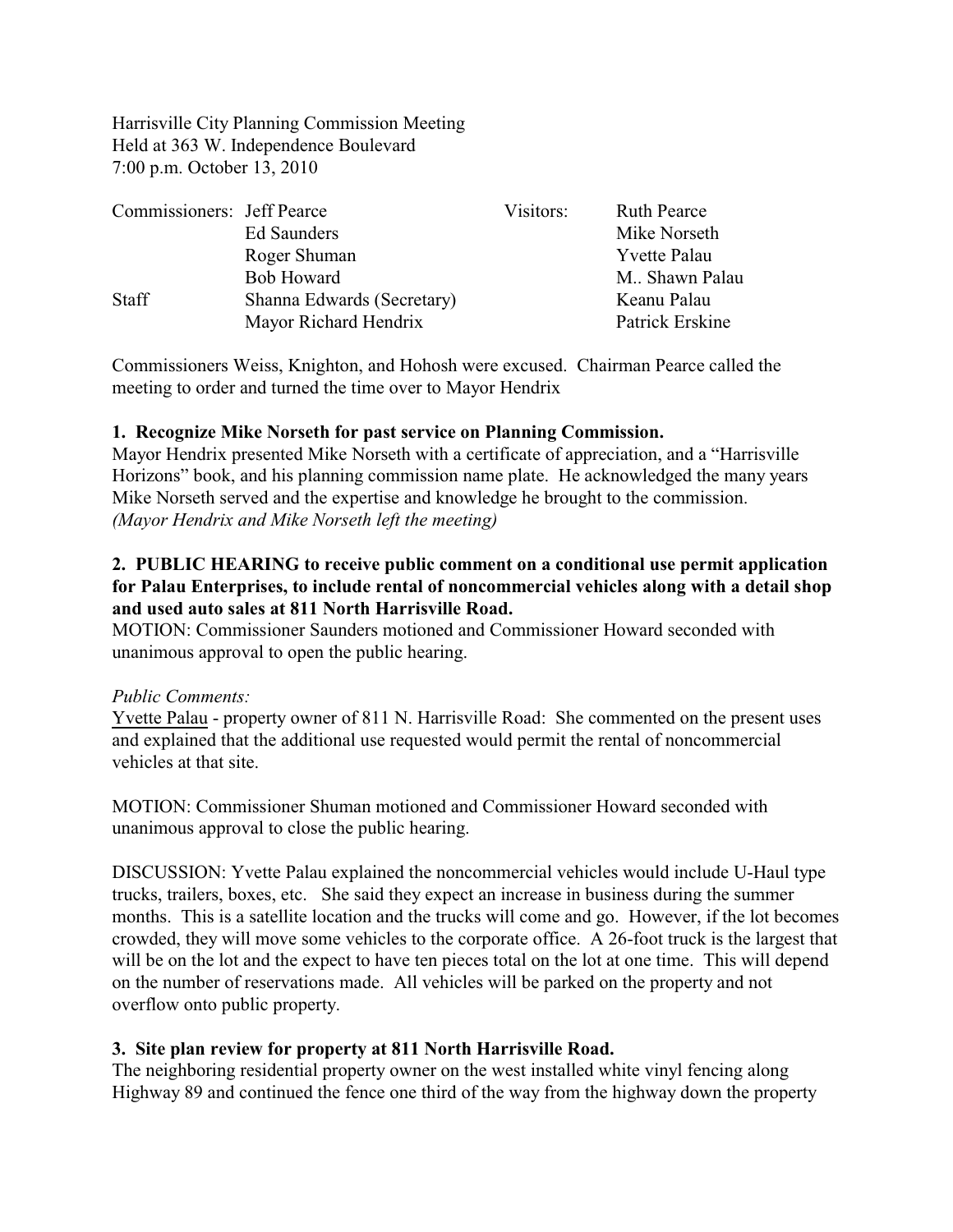Harrisville City Planning Commission Meeting
Held at 363 W. Independence Boulevard
7:00 p.m. October 13, 2010

| Commissioners: | Jeff Pearce | Visitors: | Ruth Pearce |
|---|---|---|---|
| | Ed Saunders | | Mike Norseth |
| | Roger Shuman | | Yvette Palau |
| | Bob Howard | | M.. Shawn Palau |
| Staff | Shanna Edwards (Secretary) | | Keanu Palau |
| | Mayor Richard Hendrix | | Patrick Erskine |

Commissioners Weiss, Knighton, and Hohosh were excused. Chairman Pearce called the meeting to order and turned the time over to Mayor Hendrix

**1. Recognize Mike Norseth for past service on Planning Commission.**

Mayor Hendrix presented Mike Norseth with a certificate of appreciation, and a "Harrisville Horizons" book, and his planning commission name plate. He acknowledged the many years Mike Norseth served and the expertise and knowledge he brought to the commission.
*(Mayor Hendrix and Mike Norseth left the meeting)*

**2. PUBLIC HEARING to receive public comment on a conditional use permit application for Palau Enterprises, to include rental of noncommercial vehicles along with a detail shop and used auto sales at 811 North Harrisville Road.**

MOTION: Commissioner Saunders motioned and Commissioner Howard seconded with unanimous approval to open the public hearing.

*Public Comments:*

Yvette Palau - property owner of 811 N. Harrisville Road: She commented on the present uses and explained that the additional use requested would permit the rental of noncommercial vehicles at that site.

MOTION: Commissioner Shuman motioned and Commissioner Howard seconded with unanimous approval to close the public hearing.

DISCUSSION: Yvette Palau explained the noncommercial vehicles would include U-Haul type trucks, trailers, boxes, etc. She said they expect an increase in business during the summer months. This is a satellite location and the trucks will come and go. However, if the lot becomes crowded, they will move some vehicles to the corporate office. A 26-foot truck is the largest that will be on the lot and the expect to have ten pieces total on the lot at one time. This will depend on the number of reservations made. All vehicles will be parked on the property and not overflow onto public property.

**3. Site plan review for property at 811 North Harrisville Road.**

The neighboring residential property owner on the west installed white vinyl fencing along Highway 89 and continued the fence one third of the way from the highway down the property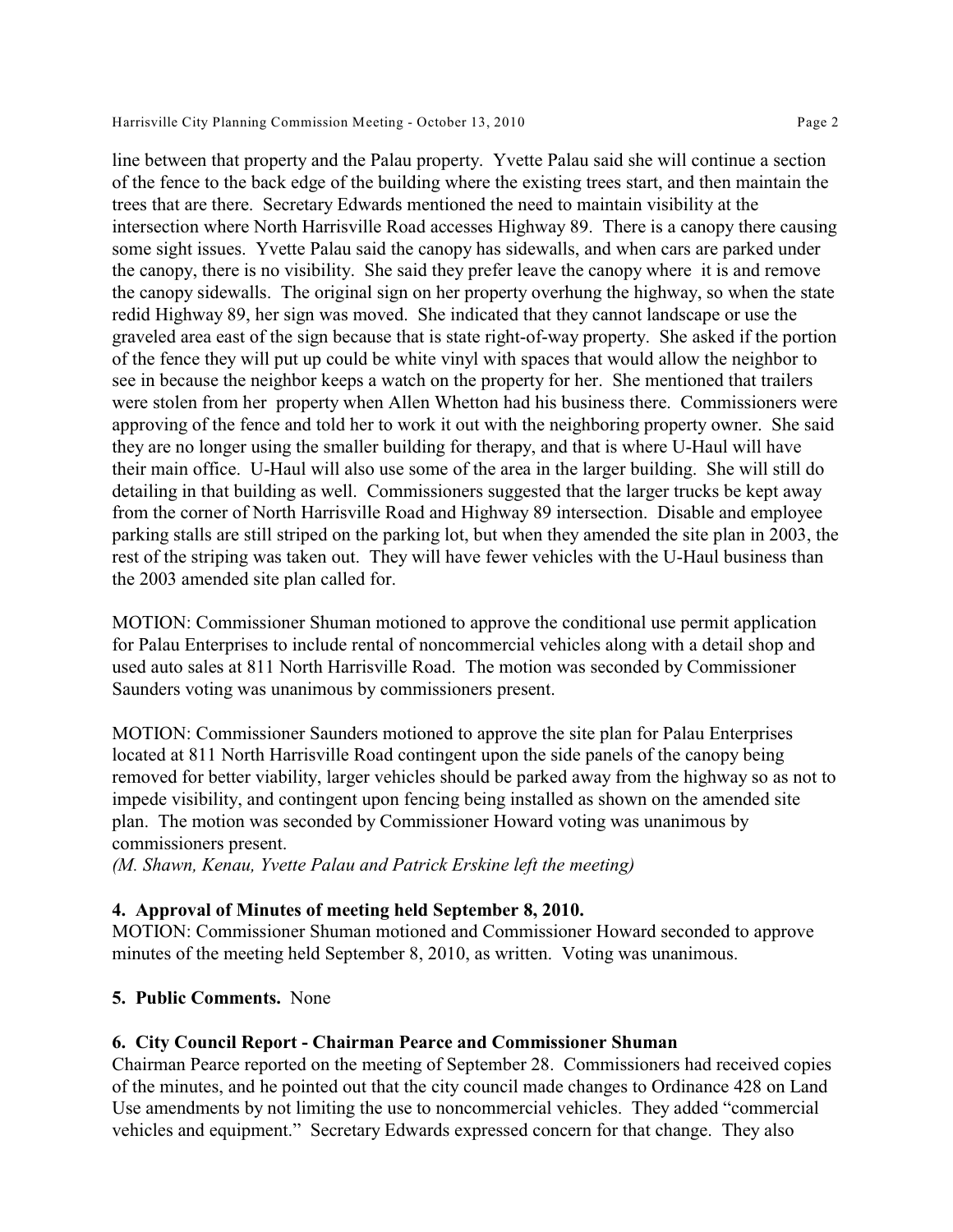line between that property and the Palau property. Yvette Palau said she will continue a section of the fence to the back edge of the building where the existing trees start, and then maintain the trees that are there. Secretary Edwards mentioned the need to maintain visibility at the intersection where North Harrisville Road accesses Highway 89. There is a canopy there causing some sight issues. Yvette Palau said the canopy has sidewalls, and when cars are parked under the canopy, there is no visibility. She said they prefer leave the canopy where it is and remove the canopy sidewalls. The original sign on her property overhung the highway, so when the state redid Highway 89, her sign was moved. She indicated that they cannot landscape or use the graveled area east of the sign because that is state right-of-way property. She asked if the portion of the fence they will put up could be white vinyl with spaces that would allow the neighbor to see in because the neighbor keeps a watch on the property for her. She mentioned that trailers were stolen from her property when Allen Whetton had his business there. Commissioners were approving of the fence and told her to work it out with the neighboring property owner. She said they are no longer using the smaller building for therapy, and that is where U-Haul will have their main office. U-Haul will also use some of the area in the larger building. She will still do detailing in that building as well. Commissioners suggested that the larger trucks be kept away from the corner of North Harrisville Road and Highway 89 intersection. Disable and employee parking stalls are still striped on the parking lot, but when they amended the site plan in 2003, the rest of the striping was taken out. They will have fewer vehicles with the U-Haul business than the 2003 amended site plan called for.

MOTION: Commissioner Shuman motioned to approve the conditional use permit application for Palau Enterprises to include rental of noncommercial vehicles along with a detail shop and used auto sales at 811 North Harrisville Road. The motion was seconded by Commissioner Saunders voting was unanimous by commissioners present.

MOTION: Commissioner Saunders motioned to approve the site plan for Palau Enterprises located at 811 North Harrisville Road contingent upon the side panels of the canopy being removed for better viability, larger vehicles should be parked away from the highway so as not to impede visibility, and contingent upon fencing being installed as shown on the amended site plan. The motion was seconded by Commissioner Howard voting was unanimous by commissioners present.

*(M. Shawn, Kenau, Yvette Palau and Patrick Erskine left the meeting)*

**4. Approval of Minutes of meeting held September 8, 2010.**

MOTION: Commissioner Shuman motioned and Commissioner Howard seconded to approve minutes of the meeting held September 8, 2010, as written. Voting was unanimous.

**5. Public Comments.** None

**6. City Council Report - Chairman Pearce and Commissioner Shuman**

Chairman Pearce reported on the meeting of September 28. Commissioners had received copies of the minutes, and he pointed out that the city council made changes to Ordinance 428 on Land Use amendments by not limiting the use to noncommercial vehicles. They added "commercial vehicles and equipment." Secretary Edwards expressed concern for that change. They also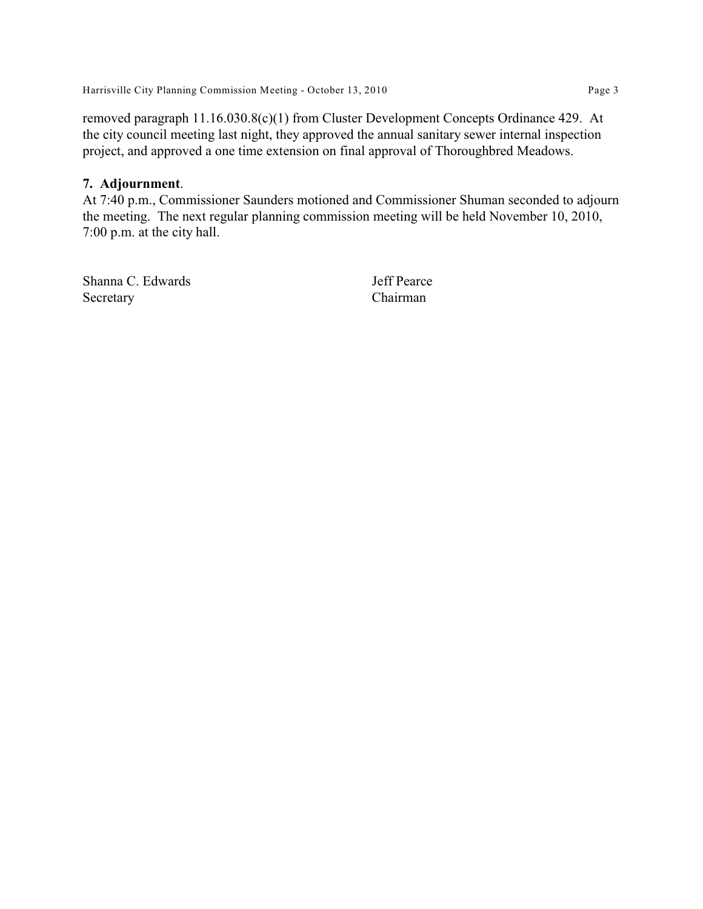removed paragraph 11.16.030.8(c)(1) from Cluster Development Concepts Ordinance 429. At the city council meeting last night, they approved the annual sanitary sewer internal inspection project, and approved a one time extension on final approval of Thoroughbred Meadows.

**7. Adjournment**.

At 7:40 p.m., Commissioner Saunders motioned and Commissioner Shuman seconded to adjourn the meeting. The next regular planning commission meeting will be held November 10, 2010, 7:00 p.m. at the city hall.

Shanna C. Edwards
Secretary

Jeff Pearce
Chairman